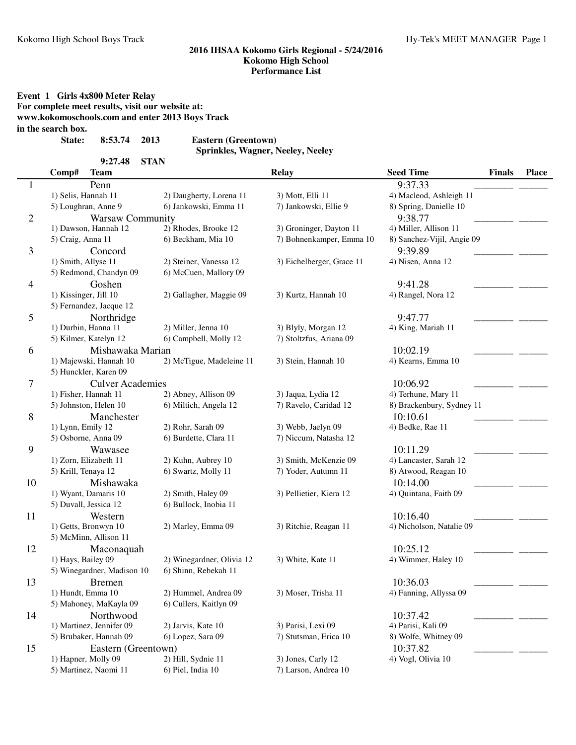## 2016 IHSAA Kokomo Girls Regional - 5/24/2016
## Kokomo High School
## Performance List

**Event 1 Girls 4x800 Meter Relay**
**For complete meet results, visit our website at: www.kokomoschools.com and enter 2013 Boys Track in the search box.**

**State: 8:53.74 2013 Eastern (Greentown)**
**Sprinkles, Wagner, Neeley, Neeley**

**9:27.48 STAN**

| Comp# | Team | Relay | Seed Time | Finals | Place |
|---|---|---|---|---|---|
| 1 | Penn | | 9:37.33 | ________ | ______ |
| | 1) Selis, Hannah 11; 2) Daugherty, Lorena 11; 3) Mott, Elli 11; 4) Macleod, Ashleigh 11; 5) Loughran, Anne 9; 6) Jankowski, Emma 11; 7) Jankowski, Ellie 9; 8) Spring, Danielle 10 | | | | |
| 2 | Warsaw Community | | 9:38.77 | ________ | ______ |
| | 1) Dawson, Hannah 12; 2) Rhodes, Brooke 12; 3) Groninger, Dayton 11; 4) Miller, Allison 11; 5) Craig, Anna 11; 6) Beckham, Mia 10; 7) Bohnenkamper, Emma 10; 8) Sanchez-Vijil, Angie 09 | | | | |
| 3 | Concord | | 9:39.89 | ________ | ______ |
| | 1) Smith, Allyse 11; 2) Steiner, Vanessa 12; 3) Eichelberger, Grace 11; 4) Nisen, Anna 12; 5) Redmond, Chandyn 09; 6) McCuen, Mallory 09 | | | | |
| 4 | Goshen | | 9:41.28 | ________ | ______ |
| | 1) Kissinger, Jill 10; 2) Gallagher, Maggie 09; 3) Kurtz, Hannah 10; 4) Rangel, Nora 12; 5) Fernandez, Jacque 12 | | | | |
| 5 | Northridge | | 9:47.77 | ________ | ______ |
| | 1) Durbin, Hanna 11; 2) Miller, Jenna 10; 3) Blyly, Morgan 12; 4) King, Mariah 11; 5) Kilmer, Katelyn 12; 6) Campbell, Molly 12; 7) Stoltzfus, Ariana 09 | | | | |
| 6 | Mishawaka Marian | | 10:02.19 | ________ | ______ |
| | 1) Majewski, Hannah 10; 2) McTigue, Madeleine 11; 3) Stein, Hannah 10; 4) Kearns, Emma 10; 5) Hunckler, Karen 09 | | | | |
| 7 | Culver Academies | | 10:06.92 | ________ | ______ |
| | 1) Fisher, Hannah 11; 2) Abney, Allison 09; 3) Jaqua, Lydia 12; 4) Terhune, Mary 11; 5) Johnston, Helen 10; 6) Miltich, Angela 12; 7) Ravelo, Caridad 12; 8) Brackenbury, Sydney 11 | | | | |
| 8 | Manchester | | 10:10.61 | ________ | ______ |
| | 1) Lynn, Emily 12; 2) Rohr, Sarah 09; 3) Webb, Jaelyn 09; 4) Bedke, Rae 11; 5) Osborne, Anna 09; 6) Burdette, Clara 11; 7) Niccum, Natasha 12 | | | | |
| 9 | Wawasee | | 10:11.29 | ________ | ______ |
| | 1) Zorn, Elizabeth 11; 2) Kuhn, Aubrey 10; 3) Smith, McKenzie 09; 4) Lancaster, Sarah 12; 5) Krill, Tenaya 12; 6) Swartz, Molly 11; 7) Yoder, Autumn 11; 8) Atwood, Reagan 10 | | | | |
| 10 | Mishawaka | | 10:14.00 | ________ | ______ |
| | 1) Wyant, Damaris 10; 2) Smith, Haley 09; 3) Pellietier, Kiera 12; 4) Quintana, Faith 09; 5) Duvall, Jessica 12; 6) Bullock, Inobia 11 | | | | |
| 11 | Western | | 10:16.40 | ________ | ______ |
| | 1) Getts, Bronwyn 10; 2) Marley, Emma 09; 3) Ritchie, Reagan 11; 4) Nicholson, Natalie 09; 5) McMinn, Allison 11 | | | | |
| 12 | Maconaquah | | 10:25.12 | ________ | ______ |
| | 1) Hays, Bailey 09; 2) Winegardner, Olivia 12; 3) White, Kate 11; 4) Wimmer, Haley 10; 5) Winegardner, Madison 10; 6) Shinn, Rebekah 11 | | | | |
| 13 | Bremen | | 10:36.03 | ________ | ______ |
| | 1) Hundt, Emma 10; 2) Hummel, Andrea 09; 3) Moser, Trisha 11; 4) Fanning, Allyssa 09; 5) Mahoney, MaKayla 09; 6) Cullers, Kaitlyn 09 | | | | |
| 14 | Northwood | | 10:37.42 | ________ | ______ |
| | 1) Martinez, Jennifer 09; 2) Jarvis, Kate 10; 3) Parisi, Lexi 09; 4) Parisi, Kali 09; 5) Brubaker, Hannah 09; 6) Lopez, Sara 09; 7) Stutsman, Erica 10; 8) Wolfe, Whitney 09 | | | | |
| 15 | Eastern (Greentown) | | 10:37.82 | ________ | ______ |
| | 1) Hapner, Molly 09; 2) Hill, Sydnie 11; 3) Jones, Carly 12; 4) Vogl, Olivia 10; 5) Martinez, Naomi 11; 6) Piel, India 10; 7) Larson, Andrea 10 | | | | |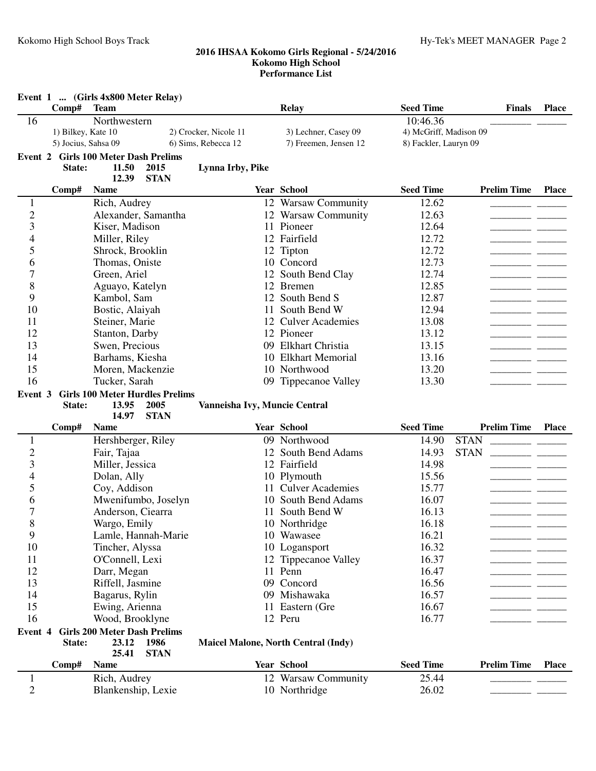## 2016 IHSAA Kokomo Girls Regional - 5/24/2016
## Kokomo High School
## Performance List

**Event 1 ... (Girls 4x800 Meter Relay)**

| Comp# | Team | Relay | Seed Time | Finals | Place |
|---|---|---|---|---|---|
| 16 | Northwestern | | 10:46.36 | ________ | ______ |

1) Bilkey, Kate 10 | 2) Crocker, Nicole 11 | 3) Lechner, Casey 09 | 4) McGriff, Madison 09
5) Jocius, Sahsa 09 | 6) Sims, Rebecca 12 | 7) Freemen, Jensen 12 | 8) Fackler, Lauryn 09

**Event 2 Girls 100 Meter Dash Prelims**

State: 11.50 2015 Lynna Irby, Pike
12.39 STAN

| Comp# | Name | Year | School | Seed Time | Prelim Time | Place |
|---|---|---|---|---|---|---|
| 1 | Rich, Audrey | 12 | Warsaw Community | 12.62 | ________ | ______ |
| 2 | Alexander, Samantha | 12 | Warsaw Community | 12.63 | ________ | ______ |
| 3 | Kiser, Madison | 11 | Pioneer | 12.64 | ________ | ______ |
| 4 | Miller, Riley | 12 | Fairfield | 12.72 | ________ | ______ |
| 5 | Shrock, Brooklin | 12 | Tipton | 12.72 | ________ | ______ |
| 6 | Thomas, Oniste | 10 | Concord | 12.73 | ________ | ______ |
| 7 | Green, Ariel | 12 | South Bend Clay | 12.74 | ________ | ______ |
| 8 | Aguayo, Katelyn | 12 | Bremen | 12.85 | ________ | ______ |
| 9 | Kambol, Sam | 12 | South Bend S | 12.87 | ________ | ______ |
| 10 | Bostic, Alaiyah | 11 | South Bend W | 12.94 | ________ | ______ |
| 11 | Steiner, Marie | 12 | Culver Academies | 13.08 | ________ | ______ |
| 12 | Stanton, Darby | 12 | Pioneer | 13.12 | ________ | ______ |
| 13 | Swen, Precious | 09 | Elkhart Christia | 13.15 | ________ | ______ |
| 14 | Barhams, Kiesha | 10 | Elkhart Memorial | 13.16 | ________ | ______ |
| 15 | Moren, Mackenzie | 10 | Northwood | 13.20 | ________ | ______ |
| 16 | Tucker, Sarah | 09 | Tippecanoe Valley | 13.30 | ________ | ______ |

**Event 3 Girls 100 Meter Hurdles Prelims**

State: 13.95 2005 Vanneisha Ivy, Muncie Central
14.97 STAN

| Comp# | Name | Year | School | Seed Time | Prelim Time | Place |
|---|---|---|---|---|---|---|
| 1 | Hershberger, Riley | 09 | Northwood | 14.90 STAN | ________ | ______ |
| 2 | Fair, Tajaa | 12 | South Bend Adams | 14.93 STAN | ________ | ______ |
| 3 | Miller, Jessica | 12 | Fairfield | 14.98 | ________ | ______ |
| 4 | Dolan, Ally | 10 | Plymouth | 15.56 | ________ | ______ |
| 5 | Coy, Addison | 11 | Culver Academies | 15.77 | ________ | ______ |
| 6 | Mwenifumbo, Joselyn | 10 | South Bend Adams | 16.07 | ________ | ______ |
| 7 | Anderson, Ciearra | 11 | South Bend W | 16.13 | ________ | ______ |
| 8 | Wargo, Emily | 10 | Northridge | 16.18 | ________ | ______ |
| 9 | Lamle, Hannah-Marie | 10 | Wawasee | 16.21 | ________ | ______ |
| 10 | Tincher, Alyssa | 10 | Logansport | 16.32 | ________ | ______ |
| 11 | O'Connell, Lexi | 12 | Tippecanoe Valley | 16.37 | ________ | ______ |
| 12 | Darr, Megan | 11 | Penn | 16.47 | ________ | ______ |
| 13 | Riffell, Jasmine | 09 | Concord | 16.56 | ________ | ______ |
| 14 | Bagarus, Rylin | 09 | Mishawaka | 16.57 | ________ | ______ |
| 15 | Ewing, Arienna | 11 | Eastern (Gre | 16.67 | ________ | ______ |
| 16 | Wood, Brooklyne | 12 | Peru | 16.77 | ________ | ______ |

**Event 4 Girls 200 Meter Dash Prelims**

State: 23.12 1986 Maicel Malone, North Central (Indy)
25.41 STAN

| Comp# | Name | Year | School | Seed Time | Prelim Time | Place |
|---|---|---|---|---|---|---|
| 1 | Rich, Audrey | 12 | Warsaw Community | 25.44 | ________ | ______ |
| 2 | Blankenship, Lexie | 10 | Northridge | 26.02 | ________ | ______ |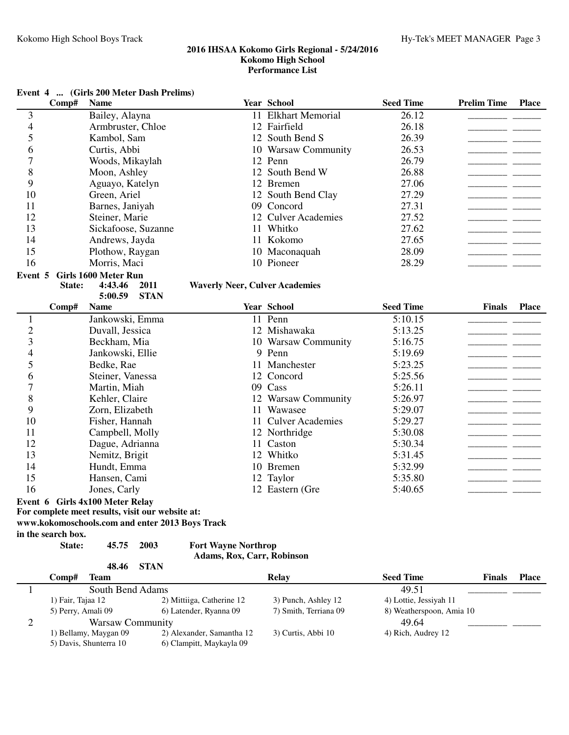**2016 IHSAA Kokomo Girls Regional - 5/24/2016**
**Kokomo High School**
**Performance List**

**Event 4 ... (Girls 200 Meter Dash Prelims)**

| Comp# | Name | Year | School | Seed Time | Prelim Time | Place |
|---|---|---|---|---|---|---|
| 3 | Bailey, Alayna | 11 | Elkhart Memorial | 26.12 | ________ | ______ |
| 4 | Armbruster, Chloe | 12 | Fairfield | 26.18 | ________ | ______ |
| 5 | Kambol, Sam | 12 | South Bend S | 26.39 | ________ | ______ |
| 6 | Curtis, Abbi | 10 | Warsaw Community | 26.53 | ________ | ______ |
| 7 | Woods, Mikaylah | 12 | Penn | 26.79 | ________ | ______ |
| 8 | Moon, Ashley | 12 | South Bend W | 26.88 | ________ | ______ |
| 9 | Aguayo, Katelyn | 12 | Bremen | 27.06 | ________ | ______ |
| 10 | Green, Ariel | 12 | South Bend Clay | 27.29 | ________ | ______ |
| 11 | Barnes, Janiyah | 09 | Concord | 27.31 | ________ | ______ |
| 12 | Steiner, Marie | 12 | Culver Academies | 27.52 | ________ | ______ |
| 13 | Sickafoose, Suzanne | 11 | Whitko | 27.62 | ________ | ______ |
| 14 | Andrews, Jayda | 11 | Kokomo | 27.65 | ________ | ______ |
| 15 | Plothow, Raygan | 10 | Maconaquah | 28.09 | ________ | ______ |
| 16 | Morris, Maci | 10 | Pioneer | 28.29 | ________ | ______ |

**Event 5 Girls 1600 Meter Run**

**State: 4:43.46 2011 Waverly Neer, Culver Academies**
**5:00.59 STAN**

| Comp# | Name | Year | School | Seed Time | Finals | Place |
|---|---|---|---|---|---|---|
| 1 | Jankowski, Emma | 11 | Penn | 5:10.15 | ________ | ______ |
| 2 | Duvall, Jessica | 12 | Mishawaka | 5:13.25 | ________ | ______ |
| 3 | Beckham, Mia | 10 | Warsaw Community | 5:16.75 | ________ | ______ |
| 4 | Jankowski, Ellie | 9 | Penn | 5:19.69 | ________ | ______ |
| 5 | Bedke, Rae | 11 | Manchester | 5:23.25 | ________ | ______ |
| 6 | Steiner, Vanessa | 12 | Concord | 5:25.56 | ________ | ______ |
| 7 | Martin, Miah | 09 | Cass | 5:26.11 | ________ | ______ |
| 8 | Kehler, Claire | 12 | Warsaw Community | 5:26.97 | ________ | ______ |
| 9 | Zorn, Elizabeth | 11 | Wawasee | 5:29.07 | ________ | ______ |
| 10 | Fisher, Hannah | 11 | Culver Academies | 5:29.27 | ________ | ______ |
| 11 | Campbell, Molly | 12 | Northridge | 5:30.08 | ________ | ______ |
| 12 | Dague, Adrianna | 11 | Caston | 5:30.34 | ________ | ______ |
| 13 | Nemitz, Brigit | 12 | Whitko | 5:31.45 | ________ | ______ |
| 14 | Hundt, Emma | 10 | Bremen | 5:32.99 | ________ | ______ |
| 15 | Hansen, Cami | 12 | Taylor | 5:35.80 | ________ | ______ |
| 16 | Jones, Carly | 12 | Eastern (Gre | 5:40.65 | ________ | ______ |

**Event 6 Girls 4x100 Meter Relay**

**For complete meet results, visit our website at: www.kokomoschools.com and enter 2013 Boys Track in the search box.**

**State: 45.75 2003 Fort Wayne Northrop**
**Adams, Rox, Carr, Robinson**
**48.46 STAN**

| Comp# | Team | Relay | Seed Time | Finals | Place |
|---|---|---|---|---|---|
| 1 | South Bend Adams | | 49.51 | ________ | ______ |
| | 1) Fair, Tajaa 12; 2) Mittiiga, Catherine 12; 3) Punch, Ashley 12; 4) Lottie, Jessiyah 11; 5) Perry, Amali 09; 6) Latender, Ryanna 09; 7) Smith, Terriana 09; 8) Weatherspoon, Amia 10 | | | | |
| 2 | Warsaw Community | | 49.64 | ________ | ______ |
| | 1) Bellamy, Maygan 09; 2) Alexander, Samantha 12; 3) Curtis, Abbi 10; 4) Rich, Audrey 12; 5) Davis, Shunterra 10; 6) Clampitt, Maykayla 09 | | | | |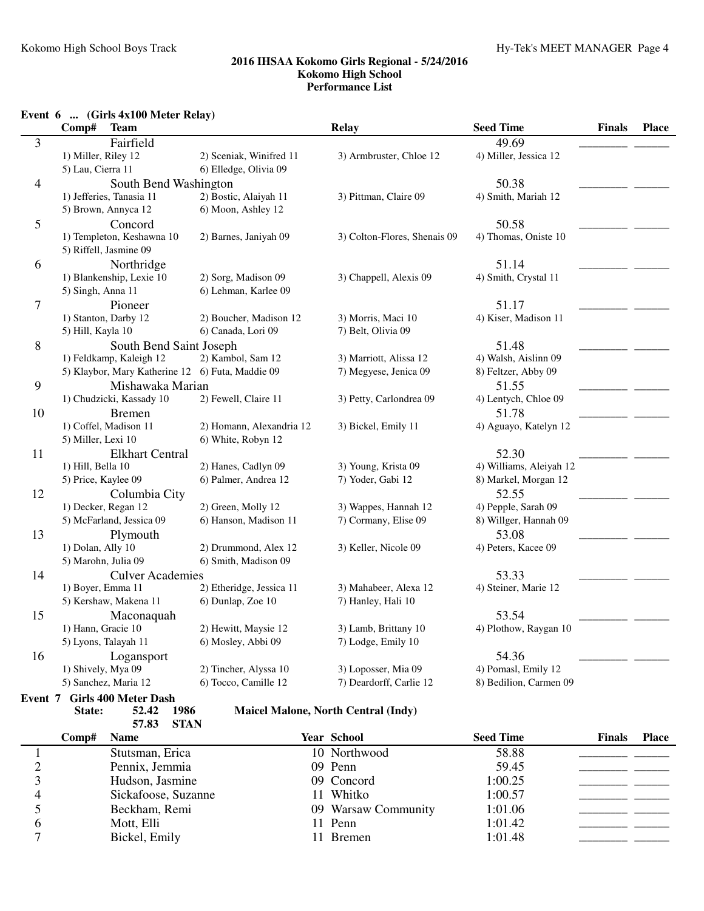## 2016 IHSAA Kokomo Girls Regional - 5/24/2016
## Kokomo High School
## Performance List

### Event 6 ... (Girls 4x100 Meter Relay)

| Comp# | Team | Relay | Seed Time | Finals | Place |
|---|---|---|---|---|---|
| 3 | Fairfield | | 49.69 | ________ | ______ |
| | 1) Miller, Riley 12; 2) Sceniak, Winifred 11; 3) Armbruster, Chloe 12; 4) Miller, Jessica 12; 5) Lau, Cierra 11; 6) Elledge, Olivia 09 | | | | |
| 4 | South Bend Washington | | 50.38 | ________ | ______ |
| | 1) Jefferies, Tanasia 11; 2) Bostic, Alaiyah 11; 3) Pittman, Claire 09; 4) Smith, Mariah 12; 5) Brown, Annyca 12; 6) Moon, Ashley 12 | | | | |
| 5 | Concord | | 50.58 | ________ | ______ |
| | 1) Templeton, Keshawna 10; 2) Barnes, Janiyah 09; 3) Colton-Flores, Shenais 09; 4) Thomas, Oniste 10; 5) Riffell, Jasmine 09 | | | | |
| 6 | Northridge | | 51.14 | ________ | ______ |
| | 1) Blankenship, Lexie 10; 2) Sorg, Madison 09; 3) Chappell, Alexis 09; 4) Smith, Crystal 11; 5) Singh, Anna 11; 6) Lehman, Karlee 09 | | | | |
| 7 | Pioneer | | 51.17 | ________ | ______ |
| | 1) Stanton, Darby 12; 2) Boucher, Madison 12; 3) Morris, Maci 10; 4) Kiser, Madison 11; 5) Hill, Kayla 10; 6) Canada, Lori 09; 7) Belt, Olivia 09 | | | | |
| 8 | South Bend Saint Joseph | | 51.48 | ________ | ______ |
| | 1) Feldkamp, Kaleigh 12; 2) Kambol, Sam 12; 3) Marriott, Alissa 12; 4) Walsh, Aislinn 09; 5) Klaybor, Mary Katherine 12; 6) Futa, Maddie 09; 7) Megyese, Jenica 09; 8) Feltzer, Abby 09 | | | | |
| 9 | Mishawaka Marian | | 51.55 | ________ | ______ |
| | 1) Chudzicki, Kassady 10; 2) Fewell, Claire 11; 3) Petty, Carlondrea 09; 4) Lentych, Chloe 09 | | | | |
| 10 | Bremen | | 51.78 | ________ | ______ |
| | 1) Coffel, Madison 11; 2) Homann, Alexandria 12; 3) Bickel, Emily 11; 4) Aguayo, Katelyn 12; 5) Miller, Lexi 10; 6) White, Robyn 12 | | | | |
| 11 | Elkhart Central | | 52.30 | ________ | ______ |
| | 1) Hill, Bella 10; 2) Hanes, Cadlyn 09; 3) Young, Krista 09; 4) Williams, Aleiyah 12; 5) Price, Kaylee 09; 6) Palmer, Andrea 12; 7) Yoder, Gabi 12; 8) Markel, Morgan 12 | | | | |
| 12 | Columbia City | | 52.55 | ________ | ______ |
| | 1) Decker, Regan 12; 2) Green, Molly 12; 3) Wappes, Hannah 12; 4) Pepple, Sarah 09; 5) McFarland, Jessica 09; 6) Hanson, Madison 11; 7) Cormany, Elise 09; 8) Willger, Hannah 09 | | | | |
| 13 | Plymouth | | 53.08 | ________ | ______ |
| | 1) Dolan, Ally 10; 2) Drummond, Alex 12; 3) Keller, Nicole 09; 4) Peters, Kacee 09; 5) Marohn, Julia 09; 6) Smith, Madison 09 | | | | |
| 14 | Culver Academies | | 53.33 | ________ | ______ |
| | 1) Boyer, Emma 11; 2) Etheridge, Jessica 11; 3) Mahabeer, Alexa 12; 4) Steiner, Marie 12; 5) Kershaw, Makena 11; 6) Dunlap, Zoe 10; 7) Hanley, Hali 10 | | | | |
| 15 | Maconaquah | | 53.54 | ________ | ______ |
| | 1) Hann, Gracie 10; 2) Hewitt, Maysie 12; 3) Lamb, Brittany 10; 4) Plothow, Raygan 10; 5) Lyons, Talayah 11; 6) Mosley, Abbi 09; 7) Lodge, Emily 10 | | | | |
| 16 | Logansport | | 54.36 | ________ | ______ |
| | 1) Shively, Mya 09; 2) Tincher, Alyssa 10; 3) Loposser, Mia 09; 4) Pomasl, Emily 12; 5) Sanchez, Maria 12; 6) Tocco, Camille 12; 7) Deardorff, Carlie 12; 8) Bedilion, Carmen 09 | | | | |

### Event 7 Girls 400 Meter Dash

**State:** 52.42 1986 Maicel Malone, North Central (Indy)
57.83 STAN

| Comp# | Name | Year | School | Seed Time | Finals | Place |
|---|---|---|---|---|---|---|
| 1 | Stutsman, Erica | 10 | Northwood | 58.88 | ________ | ______ |
| 2 | Pennix, Jemmia | 09 | Penn | 59.45 | ________ | ______ |
| 3 | Hudson, Jasmine | 09 | Concord | 1:00.25 | ________ | ______ |
| 4 | Sickafoose, Suzanne | 11 | Whitko | 1:00.57 | ________ | ______ |
| 5 | Beckham, Remi | 09 | Warsaw Community | 1:01.06 | ________ | ______ |
| 6 | Mott, Elli | 11 | Penn | 1:01.42 | ________ | ______ |
| 7 | Bickel, Emily | 11 | Bremen | 1:01.48 | ________ | ______ |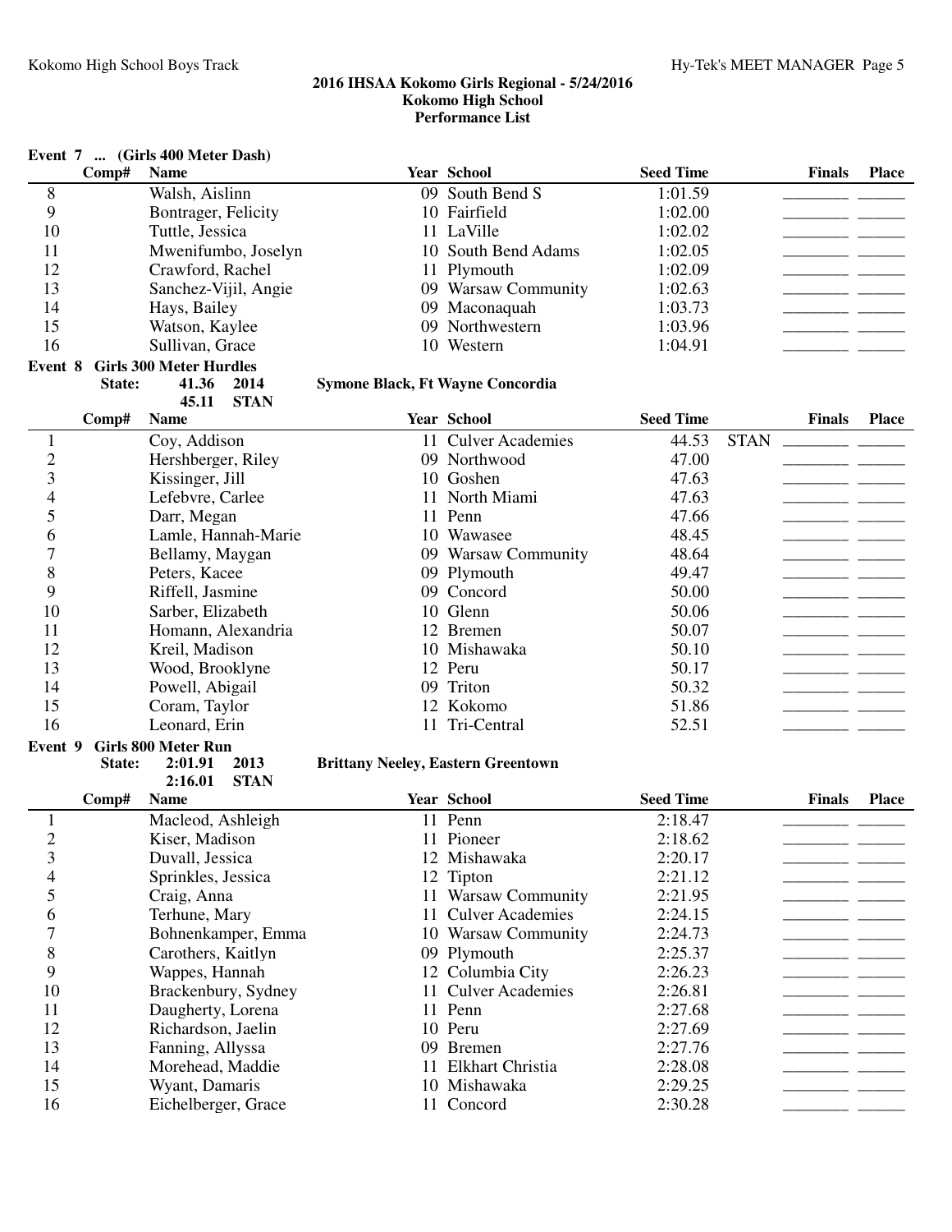## 2016 IHSAA Kokomo Girls Regional - 5/24/2016
## Kokomo High School
## Performance List

### Event 7 ... (Girls 400 Meter Dash)

| | Comp# | Name | Year | School | Seed Time | | Finals | Place |
|---|---|---|---|---|---|---|---|---|
| 8 | | Walsh, Aislinn | 09 | South Bend S | 1:01.59 | | ________ | ______ |
| 9 | | Bontrager, Felicity | 10 | Fairfield | 1:02.00 | | ________ | ______ |
| 10 | | Tuttle, Jessica | 11 | LaVille | 1:02.02 | | ________ | ______ |
| 11 | | Mwenifumbo, Joselyn | 10 | South Bend Adams | 1:02.05 | | ________ | ______ |
| 12 | | Crawford, Rachel | 11 | Plymouth | 1:02.09 | | ________ | ______ |
| 13 | | Sanchez-Vijil, Angie | 09 | Warsaw Community | 1:02.63 | | ________ | ______ |
| 14 | | Hays, Bailey | 09 | Maconaquah | 1:03.73 | | ________ | ______ |
| 15 | | Watson, Kaylee | 09 | Northwestern | 1:03.96 | | ________ | ______ |
| 16 | | Sullivan, Grace | 10 | Western | 1:04.91 | | ________ | ______ |

### Event 8 Girls 300 Meter Hurdles

State: 41.36 2014 Symone Black, Ft Wayne Concordia
45.11 STAN

| | Comp# | Name | Year | School | Seed Time | | Finals | Place |
|---|---|---|---|---|---|---|---|---|
| 1 | | Coy, Addison | 11 | Culver Academies | 44.53 | STAN | ________ | ______ |
| 2 | | Hershberger, Riley | 09 | Northwood | 47.00 | | ________ | ______ |
| 3 | | Kissinger, Jill | 10 | Goshen | 47.63 | | ________ | ______ |
| 4 | | Lefebvre, Carlee | 11 | North Miami | 47.63 | | ________ | ______ |
| 5 | | Darr, Megan | 11 | Penn | 47.66 | | ________ | ______ |
| 6 | | Lamle, Hannah-Marie | 10 | Wawasee | 48.45 | | ________ | ______ |
| 7 | | Bellamy, Maygan | 09 | Warsaw Community | 48.64 | | ________ | ______ |
| 8 | | Peters, Kacee | 09 | Plymouth | 49.47 | | ________ | ______ |
| 9 | | Riffell, Jasmine | 09 | Concord | 50.00 | | ________ | ______ |
| 10 | | Sarber, Elizabeth | 10 | Glenn | 50.06 | | ________ | ______ |
| 11 | | Homann, Alexandria | 12 | Bremen | 50.07 | | ________ | ______ |
| 12 | | Kreil, Madison | 10 | Mishawaka | 50.10 | | ________ | ______ |
| 13 | | Wood, Brooklyne | 12 | Peru | 50.17 | | ________ | ______ |
| 14 | | Powell, Abigail | 09 | Triton | 50.32 | | ________ | ______ |
| 15 | | Coram, Taylor | 12 | Kokomo | 51.86 | | ________ | ______ |
| 16 | | Leonard, Erin | 11 | Tri-Central | 52.51 | | ________ | ______ |

### Event 9 Girls 800 Meter Run

State: 2:01.91 2013 Brittany Neeley, Eastern Greentown
2:16.01 STAN

| | Comp# | Name | Year | School | Seed Time | Finals | Place |
|---|---|---|---|---|---|---|---|
| 1 | | Macleod, Ashleigh | 11 | Penn | 2:18.47 | ________ | ______ |
| 2 | | Kiser, Madison | 11 | Pioneer | 2:18.62 | ________ | ______ |
| 3 | | Duvall, Jessica | 12 | Mishawaka | 2:20.17 | ________ | ______ |
| 4 | | Sprinkles, Jessica | 12 | Tipton | 2:21.12 | ________ | ______ |
| 5 | | Craig, Anna | 11 | Warsaw Community | 2:21.95 | ________ | ______ |
| 6 | | Terhune, Mary | 11 | Culver Academies | 2:24.15 | ________ | ______ |
| 7 | | Bohnenkamper, Emma | 10 | Warsaw Community | 2:24.73 | ________ | ______ |
| 8 | | Carothers, Kaitlyn | 09 | Plymouth | 2:25.37 | ________ | ______ |
| 9 | | Wappes, Hannah | 12 | Columbia City | 2:26.23 | ________ | ______ |
| 10 | | Brackenbury, Sydney | 11 | Culver Academies | 2:26.81 | ________ | ______ |
| 11 | | Daugherty, Lorena | 11 | Penn | 2:27.68 | ________ | ______ |
| 12 | | Richardson, Jaelin | 10 | Peru | 2:27.69 | ________ | ______ |
| 13 | | Fanning, Allyssa | 09 | Bremen | 2:27.76 | ________ | ______ |
| 14 | | Morehead, Maddie | 11 | Elkhart Christia | 2:28.08 | ________ | ______ |
| 15 | | Wyant, Damaris | 10 | Mishawaka | 2:29.25 | ________ | ______ |
| 16 | | Eichelberger, Grace | 11 | Concord | 2:30.28 | ________ | ______ |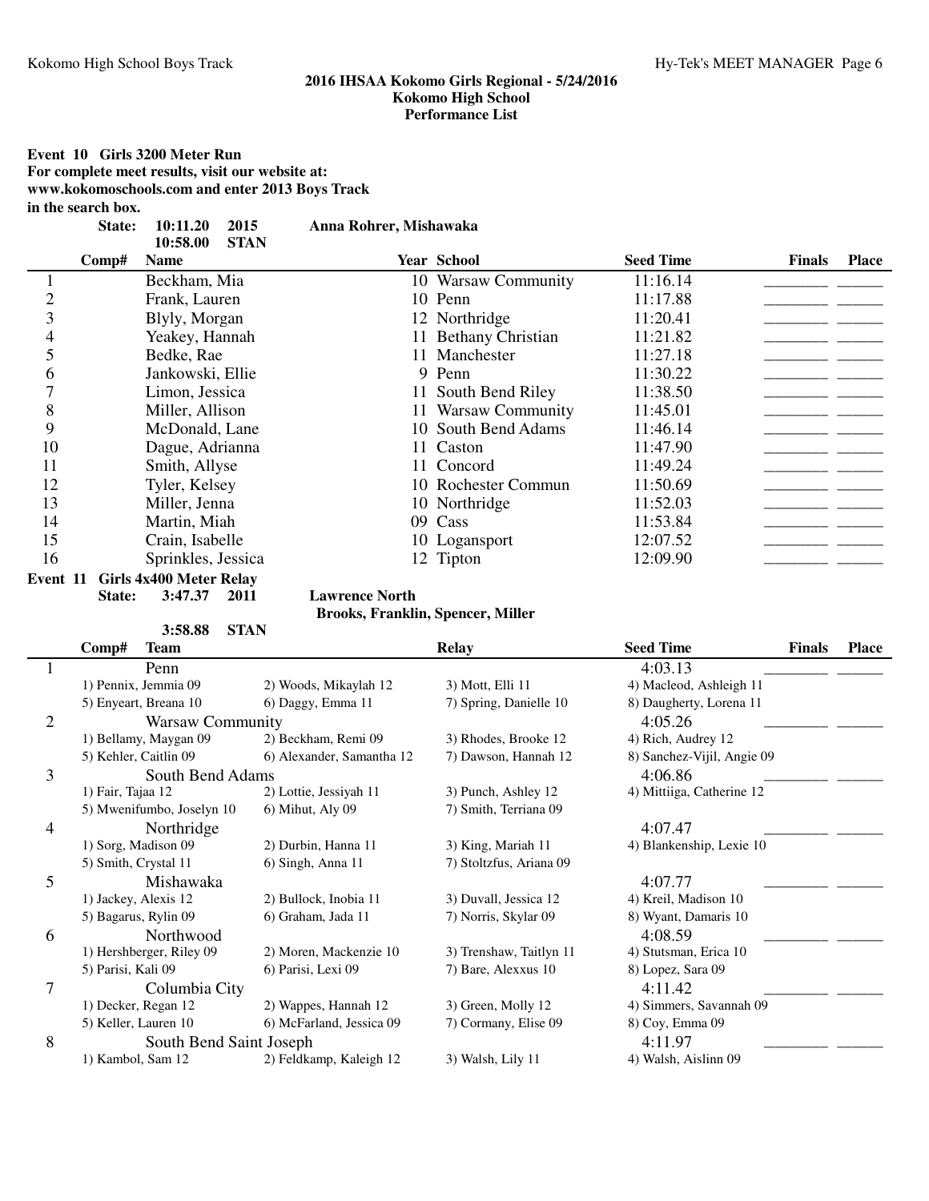## 2016 IHSAA Kokomo Girls Regional - 5/24/2016
## Kokomo High School
## Performance List

### Event 10 Girls 3200 Meter Run

**For complete meet results, visit our website at: www.kokomoschools.com and enter 2013 Boys Track in the search box.**

**State: 10:11.20 2015 Anna Rohrer, Mishawaka**
**10:58.00 STAN**

| | Comp# | Name | Year | School | Seed Time | Finals | Place |
|---|---|---|---|---|---|---|---|
| 1 | | Beckham, Mia | 10 | Warsaw Community | 11:16.14 | ________ | ______ |
| 2 | | Frank, Lauren | 10 | Penn | 11:17.88 | ________ | ______ |
| 3 | | Blyly, Morgan | 12 | Northridge | 11:20.41 | ________ | ______ |
| 4 | | Yeakey, Hannah | 11 | Bethany Christian | 11:21.82 | ________ | ______ |
| 5 | | Bedke, Rae | 11 | Manchester | 11:27.18 | ________ | ______ |
| 6 | | Jankowski, Ellie | 9 | Penn | 11:30.22 | ________ | ______ |
| 7 | | Limon, Jessica | 11 | South Bend Riley | 11:38.50 | ________ | ______ |
| 8 | | Miller, Allison | 11 | Warsaw Community | 11:45.01 | ________ | ______ |
| 9 | | McDonald, Lane | 10 | South Bend Adams | 11:46.14 | ________ | ______ |
| 10 | | Dague, Adrianna | 11 | Caston | 11:47.90 | ________ | ______ |
| 11 | | Smith, Allyse | 11 | Concord | 11:49.24 | ________ | ______ |
| 12 | | Tyler, Kelsey | 10 | Rochester Commun | 11:50.69 | ________ | ______ |
| 13 | | Miller, Jenna | 10 | Northridge | 11:52.03 | ________ | ______ |
| 14 | | Martin, Miah | 09 | Cass | 11:53.84 | ________ | ______ |
| 15 | | Crain, Isabelle | 10 | Logansport | 12:07.52 | ________ | ______ |
| 16 | | Sprinkles, Jessica | 12 | Tipton | 12:09.90 | ________ | ______ |

### Event 11 Girls 4x400 Meter Relay

**State: 3:47.37 2011 Lawrence North**
**Brooks, Franklin, Spencer, Miller**
**3:58.88 STAN**

| | Comp# | Team | Relay | Seed Time | Finals | Place |
|---|---|---|---|---|---|---|
| 1 | | Penn | | 4:03.13 | ________ | ______ |
| | 1) Pennix, Jemmia 09 | 2) Woods, Mikaylah 12 | 3) Mott, Elli 11 | 4) Macleod, Ashleigh 11 | | |
| | 5) Enyeart, Breana 10 | 6) Daggy, Emma 11 | 7) Spring, Danielle 10 | 8) Daugherty, Lorena 11 | | |
| 2 | | Warsaw Community | | 4:05.26 | ________ | ______ |
| | 1) Bellamy, Maygan 09 | 2) Beckham, Remi 09 | 3) Rhodes, Brooke 12 | 4) Rich, Audrey 12 | | |
| | 5) Kehler, Caitlin 09 | 6) Alexander, Samantha 12 | 7) Dawson, Hannah 12 | 8) Sanchez-Vijil, Angie 09 | | |
| 3 | | South Bend Adams | | 4:06.86 | ________ | ______ |
| | 1) Fair, Tajaa 12 | 2) Lottie, Jessiyah 11 | 3) Punch, Ashley 12 | 4) Mittiiga, Catherine 12 | | |
| | 5) Mwenifumbo, Joselyn 10 | 6) Mihut, Aly 09 | 7) Smith, Terriana 09 | | | |
| 4 | | Northridge | | 4:07.47 | ________ | ______ |
| | 1) Sorg, Madison 09 | 2) Durbin, Hanna 11 | 3) King, Mariah 11 | 4) Blankenship, Lexie 10 | | |
| | 5) Smith, Crystal 11 | 6) Singh, Anna 11 | 7) Stoltzfus, Ariana 09 | | | |
| 5 | | Mishawaka | | 4:07.77 | ________ | ______ |
| | 1) Jackey, Alexis 12 | 2) Bullock, Inobia 11 | 3) Duvall, Jessica 12 | 4) Kreil, Madison 10 | | |
| | 5) Bagarus, Rylin 09 | 6) Graham, Jada 11 | 7) Norris, Skylar 09 | 8) Wyant, Damaris 10 | | |
| 6 | | Northwood | | 4:08.59 | ________ | ______ |
| | 1) Hershberger, Riley 09 | 2) Moren, Mackenzie 10 | 3) Trenshaw, Taitlyn 11 | 4) Stutsman, Erica 10 | | |
| | 5) Parisi, Kali 09 | 6) Parisi, Lexi 09 | 7) Bare, Alexxus 10 | 8) Lopez, Sara 09 | | |
| 7 | | Columbia City | | 4:11.42 | ________ | ______ |
| | 1) Decker, Regan 12 | 2) Wappes, Hannah 12 | 3) Green, Molly 12 | 4) Simmers, Savannah 09 | | |
| | 5) Keller, Lauren 10 | 6) McFarland, Jessica 09 | 7) Cormany, Elise 09 | 8) Coy, Emma 09 | | |
| 8 | | South Bend Saint Joseph | | 4:11.97 | ________ | ______ |
| | 1) Kambol, Sam 12 | 2) Feldkamp, Kaleigh 12 | 3) Walsh, Lily 11 | 4) Walsh, Aislinn 09 | | |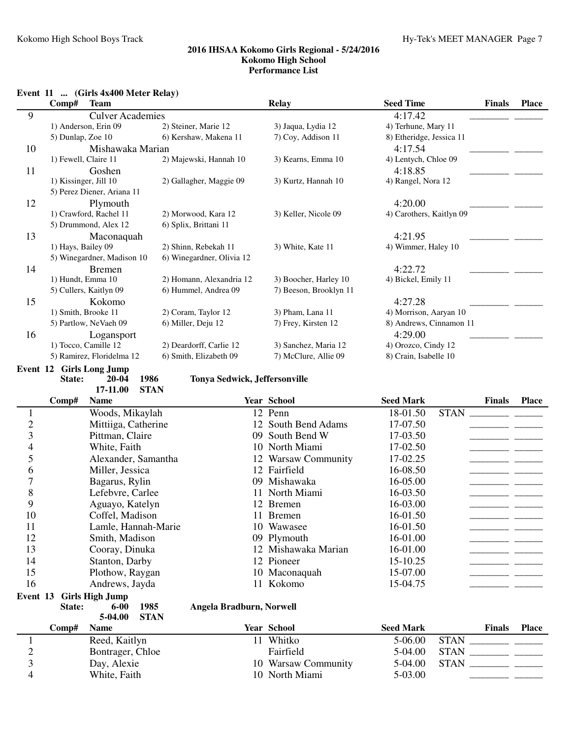## 2016 IHSAA Kokomo Girls Regional - 5/24/2016
## Kokomo High School
## Performance List

### Event 11 ... (Girls 4x400 Meter Relay)

| Comp# | Team | Relay | Seed Time | Finals | Place |
|---|---|---|---|---|---|
| 9 | Culver Academies | | 4:17.42 | ________ | ______ |
| | 1) Anderson, Erin 09 / 2) Steiner, Marie 12 / 3) Jaqua, Lydia 12 / 4) Terhune, Mary 11 | | | | |
| | 5) Dunlap, Zoe 10 / 6) Kershaw, Makena 11 / 7) Coy, Addison 11 / 8) Etheridge, Jessica 11 | | | | |
| 10 | Mishawaka Marian | | 4:17.54 | ________ | ______ |
| | 1) Fewell, Claire 11 / 2) Majewski, Hannah 10 / 3) Kearns, Emma 10 / 4) Lentych, Chloe 09 | | | | |
| 11 | Goshen | | 4:18.85 | ________ | ______ |
| | 1) Kissinger, Jill 10 / 2) Gallagher, Maggie 09 / 3) Kurtz, Hannah 10 / 4) Rangel, Nora 12 | | | | |
| | 5) Perez Diener, Ariana 11 | | | | |
| 12 | Plymouth | | 4:20.00 | ________ | ______ |
| | 1) Crawford, Rachel 11 / 2) Morwood, Kara 12 / 3) Keller, Nicole 09 / 4) Carothers, Kaitlyn 09 | | | | |
| | 5) Drummond, Alex 12 / 6) Splix, Brittani 11 | | | | |
| 13 | Maconaquah | | 4:21.95 | ________ | ______ |
| | 1) Hays, Bailey 09 / 2) Shinn, Rebekah 11 / 3) White, Kate 11 / 4) Wimmer, Haley 10 | | | | |
| | 5) Winegardner, Madison 10 / 6) Winegardner, Olivia 12 | | | | |
| 14 | Bremen | | 4:22.72 | ________ | ______ |
| | 1) Hundt, Emma 10 / 2) Homann, Alexandria 12 / 3) Boocher, Harley 10 / 4) Bickel, Emily 11 | | | | |
| | 5) Cullers, Kaitlyn 09 / 6) Hummel, Andrea 09 / 7) Beeson, Brooklyn 11 | | | | |
| 15 | Kokomo | | 4:27.28 | ________ | ______ |
| | 1) Smith, Brooke 11 / 2) Coram, Taylor 12 / 3) Pham, Lana 11 / 4) Morrison, Aaryan 10 | | | | |
| | 5) Partlow, NeVaeh 09 / 6) Miller, Deju 12 / 7) Frey, Kirsten 12 / 8) Andrews, Cinnamon 11 | | | | |
| 16 | Logansport | | 4:29.00 | ________ | ______ |
| | 1) Tocco, Camille 12 / 2) Deardorff, Carlie 12 / 3) Sanchez, Maria 12 / 4) Orozco, Cindy 12 | | | | |
| | 5) Ramirez, Floridelma 12 / 6) Smith, Elizabeth 09 / 7) McClure, Allie 09 / 8) Crain, Isabelle 10 | | | | |

### Event 12 Girls Long Jump

State: 20-04 1986 Tonya Sedwick, Jeffersonville
17-11.00 STAN

| Comp# | Name | Year | School | Seed Mark | | Finals | Place |
|---|---|---|---|---|---|---|---|
| 1 | Woods, Mikaylah | 12 | Penn | 18-01.50 | STAN | ________ | ______ |
| 2 | Mittiiga, Catherine | 12 | South Bend Adams | 17-07.50 | | ________ | ______ |
| 3 | Pittman, Claire | 09 | South Bend W | 17-03.50 | | ________ | ______ |
| 4 | White, Faith | 10 | North Miami | 17-02.50 | | ________ | ______ |
| 5 | Alexander, Samantha | 12 | Warsaw Community | 17-02.25 | | ________ | ______ |
| 6 | Miller, Jessica | 12 | Fairfield | 16-08.50 | | ________ | ______ |
| 7 | Bagarus, Rylin | 09 | Mishawaka | 16-05.00 | | ________ | ______ |
| 8 | Lefebvre, Carlee | 11 | North Miami | 16-03.50 | | ________ | ______ |
| 9 | Aguayo, Katelyn | 12 | Bremen | 16-03.00 | | ________ | ______ |
| 10 | Coffel, Madison | 11 | Bremen | 16-01.50 | | ________ | ______ |
| 11 | Lamle, Hannah-Marie | 10 | Wawasee | 16-01.50 | | ________ | ______ |
| 12 | Smith, Madison | 09 | Plymouth | 16-01.00 | | ________ | ______ |
| 13 | Cooray, Dinuka | 12 | Mishawaka Marian | 16-01.00 | | ________ | ______ |
| 14 | Stanton, Darby | 12 | Pioneer | 15-10.25 | | ________ | ______ |
| 15 | Plothow, Raygan | 10 | Maconaquah | 15-07.00 | | ________ | ______ |
| 16 | Andrews, Jayda | 11 | Kokomo | 15-04.75 | | ________ | ______ |

### Event 13 Girls High Jump

State: 6-00 1985 Angela Bradburn, Norwell
5-04.00 STAN

| Comp# | Name | Year | School | Seed Mark | | Finals | Place |
|---|---|---|---|---|---|---|---|
| 1 | Reed, Kaitlyn | 11 | Whitko | 5-06.00 | STAN | ________ | ______ |
| 2 | Bontrager, Chloe | | Fairfield | 5-04.00 | STAN | ________ | ______ |
| 3 | Day, Alexie | 10 | Warsaw Community | 5-04.00 | STAN | ________ | ______ |
| 4 | White, Faith | 10 | North Miami | 5-03.00 | | ________ | ______ |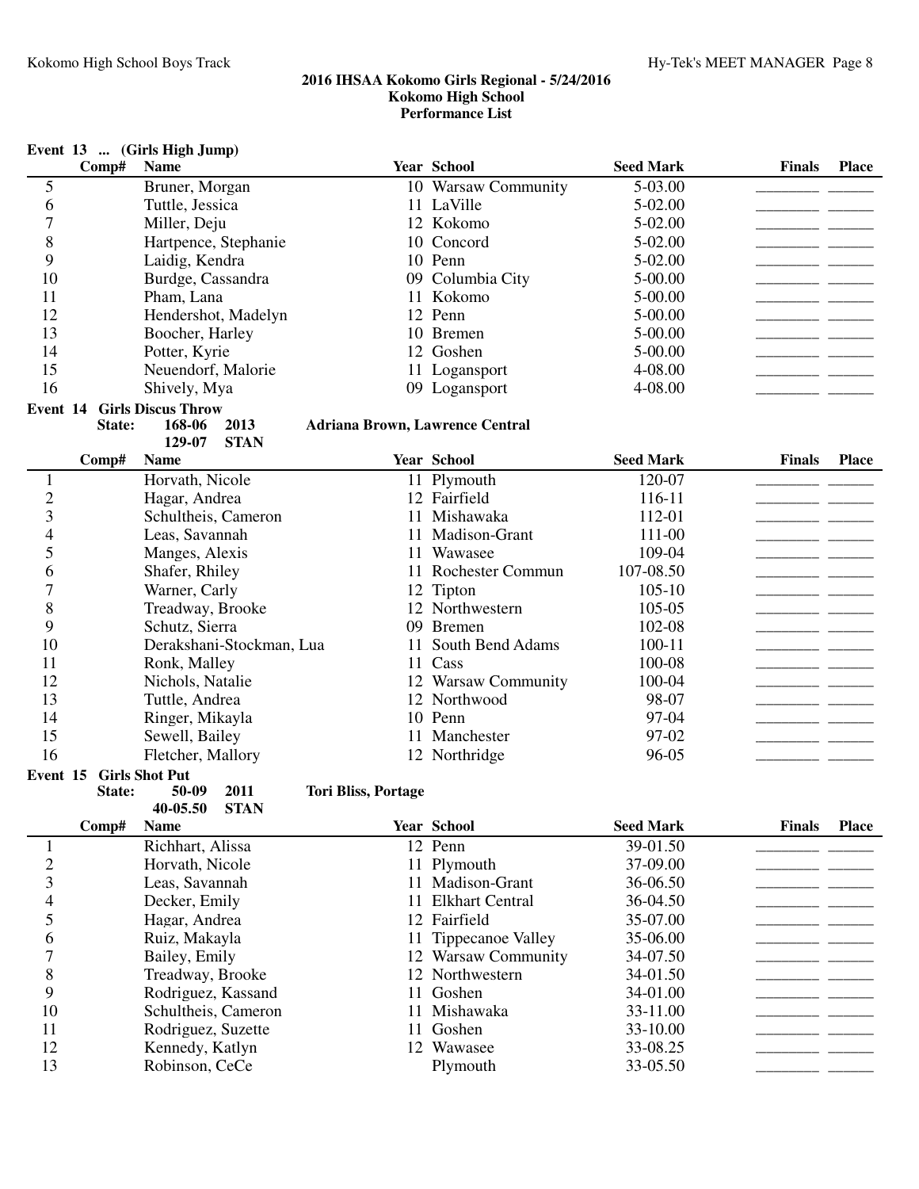## 2016 IHSAA Kokomo Girls Regional - 5/24/2016
## Kokomo High School
## Performance List

**Event 13 ... (Girls High Jump)**

| Comp# | Name | Year | School | Seed Mark | Finals | Place |
|---|---|---|---|---|---|---|
| 5 | Bruner, Morgan | 10 | Warsaw Community | 5-03.00 | ________ | ______ |
| 6 | Tuttle, Jessica | 11 | LaVille | 5-02.00 | ________ | ______ |
| 7 | Miller, Deju | 12 | Kokomo | 5-02.00 | ________ | ______ |
| 8 | Hartpence, Stephanie | 10 | Concord | 5-02.00 | ________ | ______ |
| 9 | Laidig, Kendra | 10 | Penn | 5-02.00 | ________ | ______ |
| 10 | Burdge, Cassandra | 09 | Columbia City | 5-00.00 | ________ | ______ |
| 11 | Pham, Lana | 11 | Kokomo | 5-00.00 | ________ | ______ |
| 12 | Hendershot, Madelyn | 12 | Penn | 5-00.00 | ________ | ______ |
| 13 | Boocher, Harley | 10 | Bremen | 5-00.00 | ________ | ______ |
| 14 | Potter, Kyrie | 12 | Goshen | 5-00.00 | ________ | ______ |
| 15 | Neuendorf, Malorie | 11 | Logansport | 4-08.00 | ________ | ______ |
| 16 | Shively, Mya | 09 | Logansport | 4-08.00 | ________ | ______ |

**Event 14 Girls Discus Throw**

**State: 168-06 2013 Adriana Brown, Lawrence Central**
**129-07 STAN**

| Comp# | Name | Year | School | Seed Mark | Finals | Place |
|---|---|---|---|---|---|---|
| 1 | Horvath, Nicole | 11 | Plymouth | 120-07 | ________ | ______ |
| 2 | Hagar, Andrea | 12 | Fairfield | 116-11 | ________ | ______ |
| 3 | Schultheis, Cameron | 11 | Mishawaka | 112-01 | ________ | ______ |
| 4 | Leas, Savannah | 11 | Madison-Grant | 111-00 | ________ | ______ |
| 5 | Manges, Alexis | 11 | Wawasee | 109-04 | ________ | ______ |
| 6 | Shafer, Rhiley | 11 | Rochester Commun | 107-08.50 | ________ | ______ |
| 7 | Warner, Carly | 12 | Tipton | 105-10 | ________ | ______ |
| 8 | Treadway, Brooke | 12 | Northwestern | 105-05 | ________ | ______ |
| 9 | Schutz, Sierra | 09 | Bremen | 102-08 | ________ | ______ |
| 10 | Derakshani-Stockman, Lua | 11 | South Bend Adams | 100-11 | ________ | ______ |
| 11 | Ronk, Malley | 11 | Cass | 100-08 | ________ | ______ |
| 12 | Nichols, Natalie | 12 | Warsaw Community | 100-04 | ________ | ______ |
| 13 | Tuttle, Andrea | 12 | Northwood | 98-07 | ________ | ______ |
| 14 | Ringer, Mikayla | 10 | Penn | 97-04 | ________ | ______ |
| 15 | Sewell, Bailey | 11 | Manchester | 97-02 | ________ | ______ |
| 16 | Fletcher, Mallory | 12 | Northridge | 96-05 | ________ | ______ |

**Event 15 Girls Shot Put**

**State: 50-09 2011 Tori Bliss, Portage**
**40-05.50 STAN**

| Comp# | Name | Year | School | Seed Mark | Finals | Place |
|---|---|---|---|---|---|---|
| 1 | Richhart, Alissa | 12 | Penn | 39-01.50 | ________ | ______ |
| 2 | Horvath, Nicole | 11 | Plymouth | 37-09.00 | ________ | ______ |
| 3 | Leas, Savannah | 11 | Madison-Grant | 36-06.50 | ________ | ______ |
| 4 | Decker, Emily | 11 | Elkhart Central | 36-04.50 | ________ | ______ |
| 5 | Hagar, Andrea | 12 | Fairfield | 35-07.00 | ________ | ______ |
| 6 | Ruiz, Makayla | 11 | Tippecanoe Valley | 35-06.00 | ________ | ______ |
| 7 | Bailey, Emily | 12 | Warsaw Community | 34-07.50 | ________ | ______ |
| 8 | Treadway, Brooke | 12 | Northwestern | 34-01.50 | ________ | ______ |
| 9 | Rodriguez, Kassand | 11 | Goshen | 34-01.00 | ________ | ______ |
| 10 | Schultheis, Cameron | 11 | Mishawaka | 33-11.00 | ________ | ______ |
| 11 | Rodriguez, Suzette | 11 | Goshen | 33-10.00 | ________ | ______ |
| 12 | Kennedy, Katlyn | 12 | Wawasee | 33-08.25 | ________ | ______ |
| 13 | Robinson, CeCe | | Plymouth | 33-05.50 | ________ | ______ |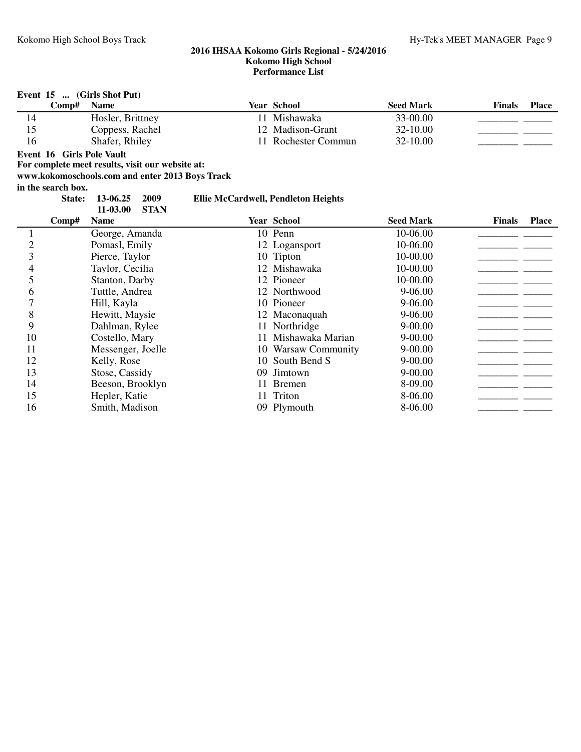**2016 IHSAA Kokomo Girls Regional - 5/24/2016**
**Kokomo High School**
**Performance List**

**Event 15 ... (Girls Shot Put)**

| Comp# | Name | Year | School | Seed Mark | Finals | Place |
|---|---|---|---|---|---|---|
| 14 | Hosler, Brittney | 11 | Mishawaka | 33-00.00 | ________ | ______ |
| 15 | Coppess, Rachel | 12 | Madison-Grant | 32-10.00 | ________ | ______ |
| 16 | Shafer, Rhiley | 11 | Rochester Commun | 32-10.00 | ________ | ______ |

**Event 16 Girls Pole Vault**

**For complete meet results, visit our website at:**
**www.kokomoschools.com and enter 2013 Boys Track**
**in the search box.**

**State: 13-06.25 2009 Ellie McCardwell, Pendleton Heights**
**11-03.00 STAN**

| Comp# | Name | Year | School | Seed Mark | Finals | Place |
|---|---|---|---|---|---|---|
| 1 | George, Amanda | 10 | Penn | 10-06.00 | ________ | ______ |
| 2 | Pomasl, Emily | 12 | Logansport | 10-06.00 | ________ | ______ |
| 3 | Pierce, Taylor | 10 | Tipton | 10-00.00 | ________ | ______ |
| 4 | Taylor, Cecilia | 12 | Mishawaka | 10-00.00 | ________ | ______ |
| 5 | Stanton, Darby | 12 | Pioneer | 10-00.00 | ________ | ______ |
| 6 | Tuttle, Andrea | 12 | Northwood | 9-06.00 | ________ | ______ |
| 7 | Hill, Kayla | 10 | Pioneer | 9-06.00 | ________ | ______ |
| 8 | Hewitt, Maysie | 12 | Maconaquah | 9-06.00 | ________ | ______ |
| 9 | Dahlman, Rylee | 11 | Northridge | 9-00.00 | ________ | ______ |
| 10 | Costello, Mary | 11 | Mishawaka Marian | 9-00.00 | ________ | ______ |
| 11 | Messenger, Joelle | 10 | Warsaw Community | 9-00.00 | ________ | ______ |
| 12 | Kelly, Rose | 10 | South Bend S | 9-00.00 | ________ | ______ |
| 13 | Stose, Cassidy | 09 | Jimtown | 9-00.00 | ________ | ______ |
| 14 | Beeson, Brooklyn | 11 | Bremen | 8-09.00 | ________ | ______ |
| 15 | Hepler, Katie | 11 | Triton | 8-06.00 | ________ | ______ |
| 16 | Smith, Madison | 09 | Plymouth | 8-06.00 | ________ | ______ |